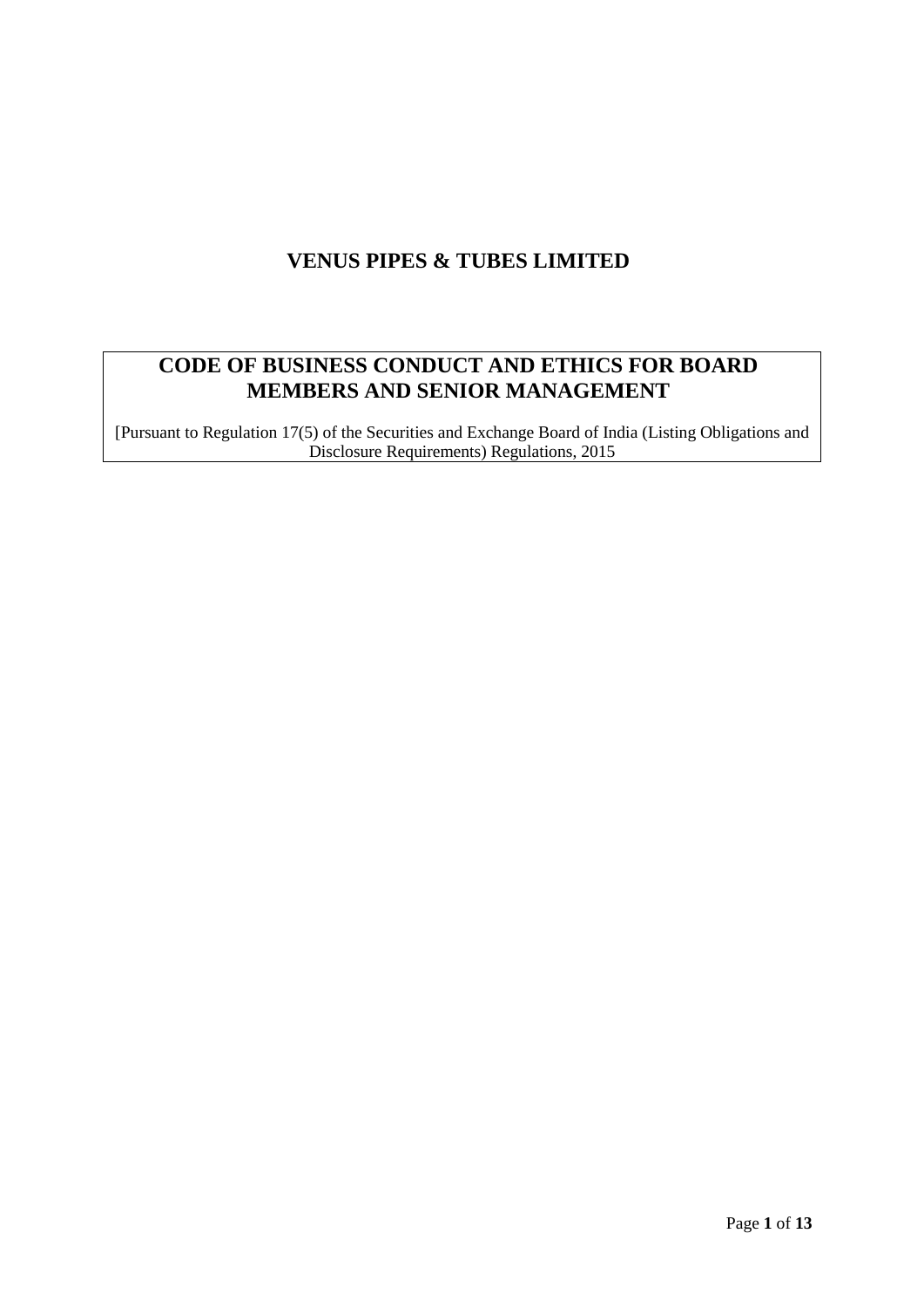# VENUS PIPES & TUBES LIMITED

## CODE OF BUSINESS CONDUCT AND ETHICS FOR BOARD MEMBERS AND SENIOR MANAGEMENT

[Pursuant to Regulation 17(5) of the Securities and Exchange Board of India (Listing Obligations and Disclosure Requirements) Regulations, 2015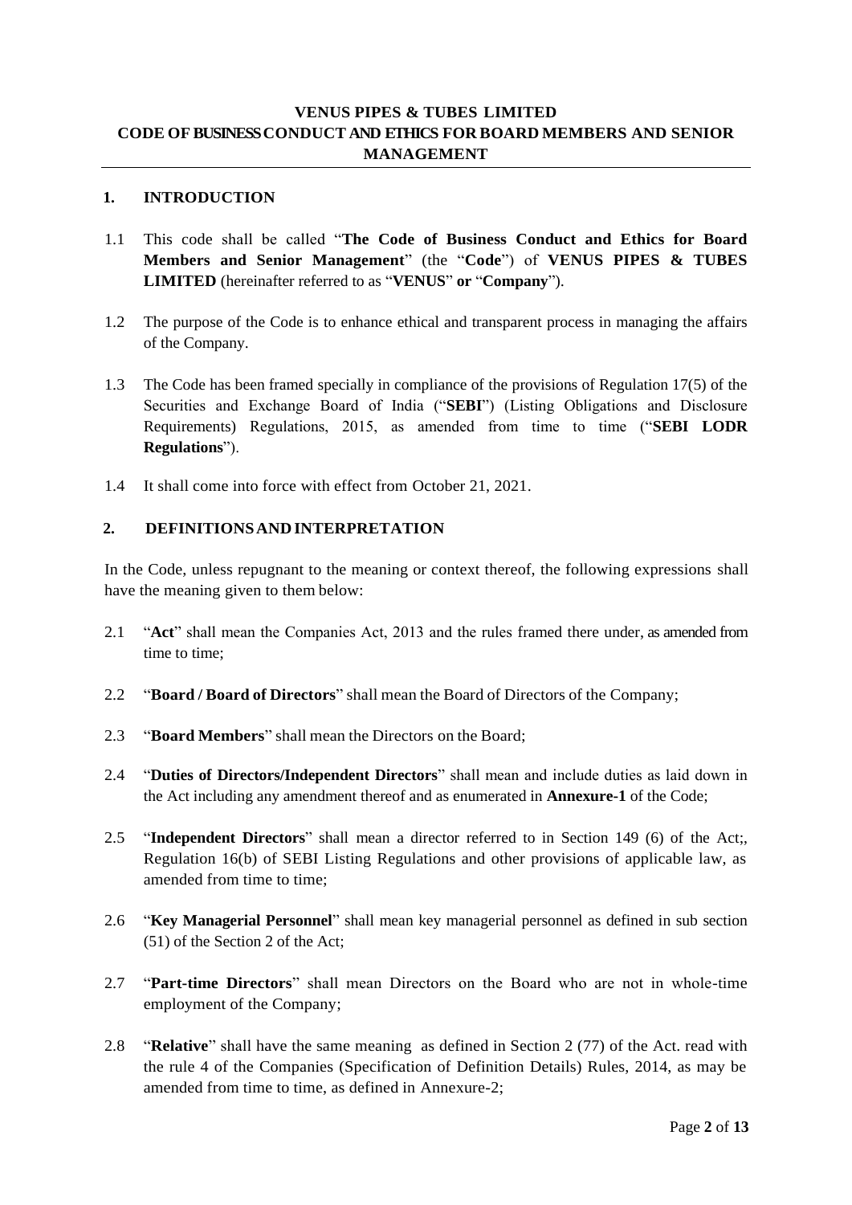**VENUS PIPES & TUBES LIMITED**
**CODE OF BUSINESS CONDUCT AND ETHICS FOR BOARD MEMBERS AND SENIOR MANAGEMENT**

## 1. INTRODUCTION

1.1 This code shall be called "**The Code of Business Conduct and Ethics for Board Members and Senior Management**" (the "**Code**") of **VENUS PIPES & TUBES LIMITED** (hereinafter referred to as "**VENUS**" **or** "**Company**").

1.2 The purpose of the Code is to enhance ethical and transparent process in managing the affairs of the Company.

1.3 The Code has been framed specially in compliance of the provisions of Regulation 17(5) of the Securities and Exchange Board of India ("**SEBI**") (Listing Obligations and Disclosure Requirements) Regulations, 2015, as amended from time to time ("**SEBI LODR Regulations**").

1.4 It shall come into force with effect from October 21, 2021.

## 2. DEFINITIONS AND INTERPRETATION

In the Code, unless repugnant to the meaning or context thereof, the following expressions shall have the meaning given to them below:

2.1 "**Act**" shall mean the Companies Act, 2013 and the rules framed there under, as amended from time to time;

2.2 "**Board / Board of Directors**" shall mean the Board of Directors of the Company;

2.3 "**Board Members**" shall mean the Directors on the Board;

2.4 "**Duties of Directors/Independent Directors**" shall mean and include duties as laid down in the Act including any amendment thereof and as enumerated in **Annexure-1** of the Code;

2.5 "**Independent Directors**" shall mean a director referred to in Section 149 (6) of the Act;, Regulation 16(b) of SEBI Listing Regulations and other provisions of applicable law, as amended from time to time;

2.6 "**Key Managerial Personnel**" shall mean key managerial personnel as defined in sub section (51) of the Section 2 of the Act;

2.7 "**Part-time Directors**" shall mean Directors on the Board who are not in whole-time employment of the Company;

2.8 "**Relative**" shall have the same meaning as defined in Section 2 (77) of the Act. read with the rule 4 of the Companies (Specification of Definition Details) Rules, 2014, as may be amended from time to time, as defined in Annexure-2;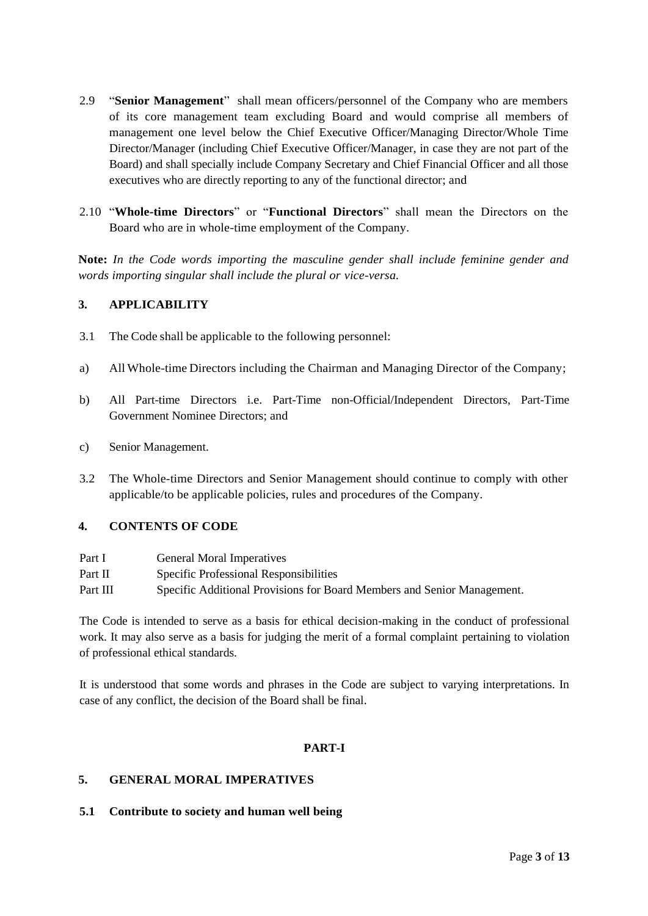2.9 "**Senior Management**" shall mean officers/personnel of the Company who are members of its core management team excluding Board and would comprise all members of management one level below the Chief Executive Officer/Managing Director/Whole Time Director/Manager (including Chief Executive Officer/Manager, in case they are not part of the Board) and shall specially include Company Secretary and Chief Financial Officer and all those executives who are directly reporting to any of the functional director; and

2.10 "**Whole-time Directors**" or "**Functional Directors**" shall mean the Directors on the Board who are in whole-time employment of the Company.

**Note:** *In the Code words importing the masculine gender shall include feminine gender and words importing singular shall include the plural or vice-versa.*

## 3. APPLICABILITY

3.1 The Code shall be applicable to the following personnel:

a) All Whole-time Directors including the Chairman and Managing Director of the Company;

b) All Part-time Directors i.e. Part-Time non-Official/Independent Directors, Part-Time Government Nominee Directors; and

c) Senior Management.

3.2 The Whole-time Directors and Senior Management should continue to comply with other applicable/to be applicable policies, rules and procedures of the Company.

## 4. CONTENTS OF CODE

| | |
|---|---|
| Part I | General Moral Imperatives |
| Part II | Specific Professional Responsibilities |
| Part III | Specific Additional Provisions for Board Members and Senior Management. |

The Code is intended to serve as a basis for ethical decision-making in the conduct of professional work. It may also serve as a basis for judging the merit of a formal complaint pertaining to violation of professional ethical standards.

It is understood that some words and phrases in the Code are subject to varying interpretations. In case of any conflict, the decision of the Board shall be final.

# PART-I

## 5. GENERAL MORAL IMPERATIVES

### 5.1 Contribute to society and human well being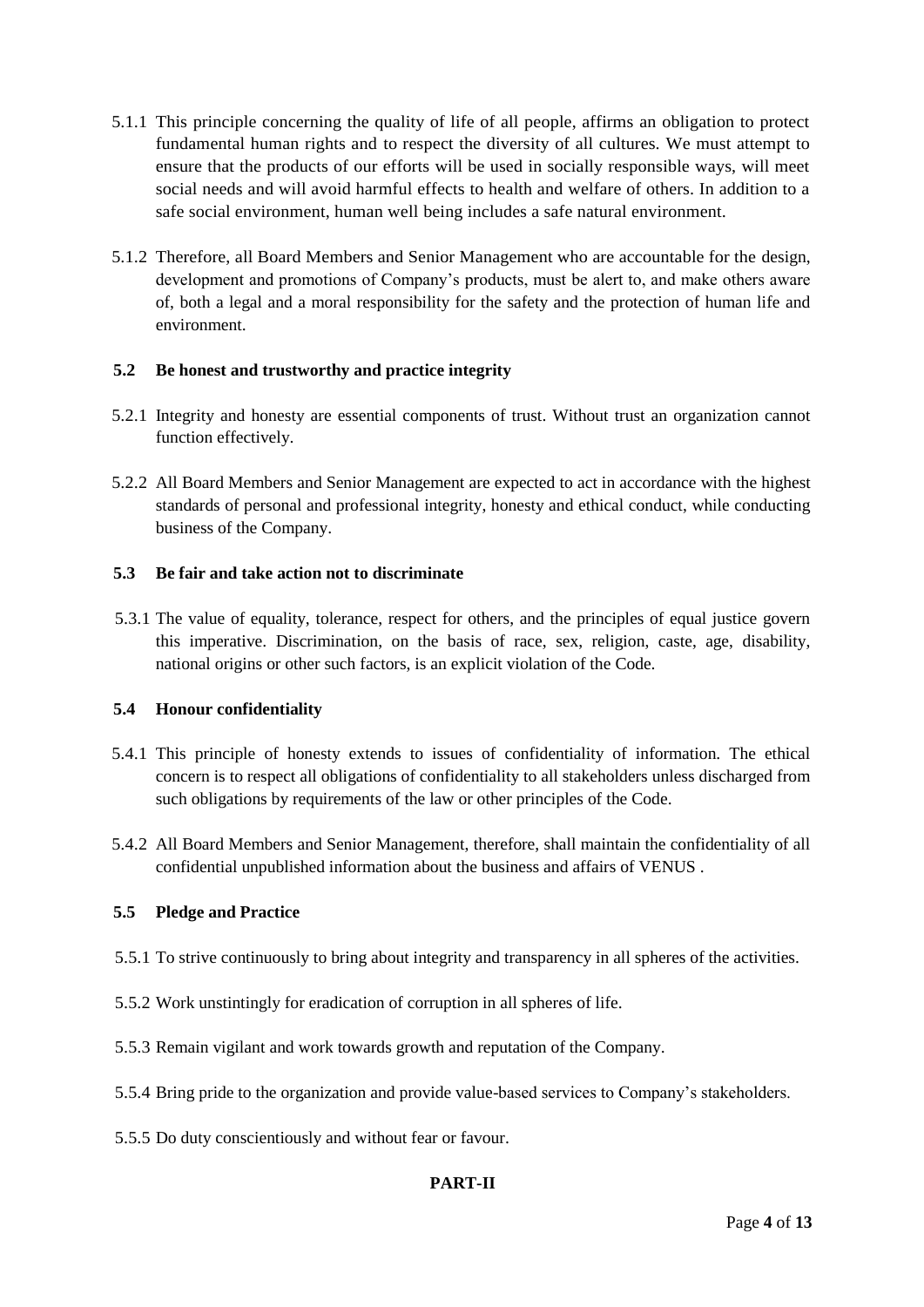5.1.1 This principle concerning the quality of life of all people, affirms an obligation to protect fundamental human rights and to respect the diversity of all cultures. We must attempt to ensure that the products of our efforts will be used in socially responsible ways, will meet social needs and will avoid harmful effects to health and welfare of others. In addition to a safe social environment, human well being includes a safe natural environment.

5.1.2 Therefore, all Board Members and Senior Management who are accountable for the design, development and promotions of Company's products, must be alert to, and make others aware of, both a legal and a moral responsibility for the safety and the protection of human life and environment.

### 5.2 Be honest and trustworthy and practice integrity

5.2.1 Integrity and honesty are essential components of trust. Without trust an organization cannot function effectively.

5.2.2 All Board Members and Senior Management are expected to act in accordance with the highest standards of personal and professional integrity, honesty and ethical conduct, while conducting business of the Company.

### 5.3 Be fair and take action not to discriminate

5.3.1 The value of equality, tolerance, respect for others, and the principles of equal justice govern this imperative. Discrimination, on the basis of race, sex, religion, caste, age, disability, national origins or other such factors, is an explicit violation of the Code.

### 5.4 Honour confidentiality

5.4.1 This principle of honesty extends to issues of confidentiality of information. The ethical concern is to respect all obligations of confidentiality to all stakeholders unless discharged from such obligations by requirements of the law or other principles of the Code.

5.4.2 All Board Members and Senior Management, therefore, shall maintain the confidentiality of all confidential unpublished information about the business and affairs of VENUS .

### 5.5 Pledge and Practice

5.5.1 To strive continuously to bring about integrity and transparency in all spheres of the activities.

5.5.2 Work unstintingly for eradication of corruption in all spheres of life.

5.5.3 Remain vigilant and work towards growth and reputation of the Company.

5.5.4 Bring pride to the organization and provide value-based services to Company's stakeholders.

5.5.5 Do duty conscientiously and without fear or favour.

## PART-II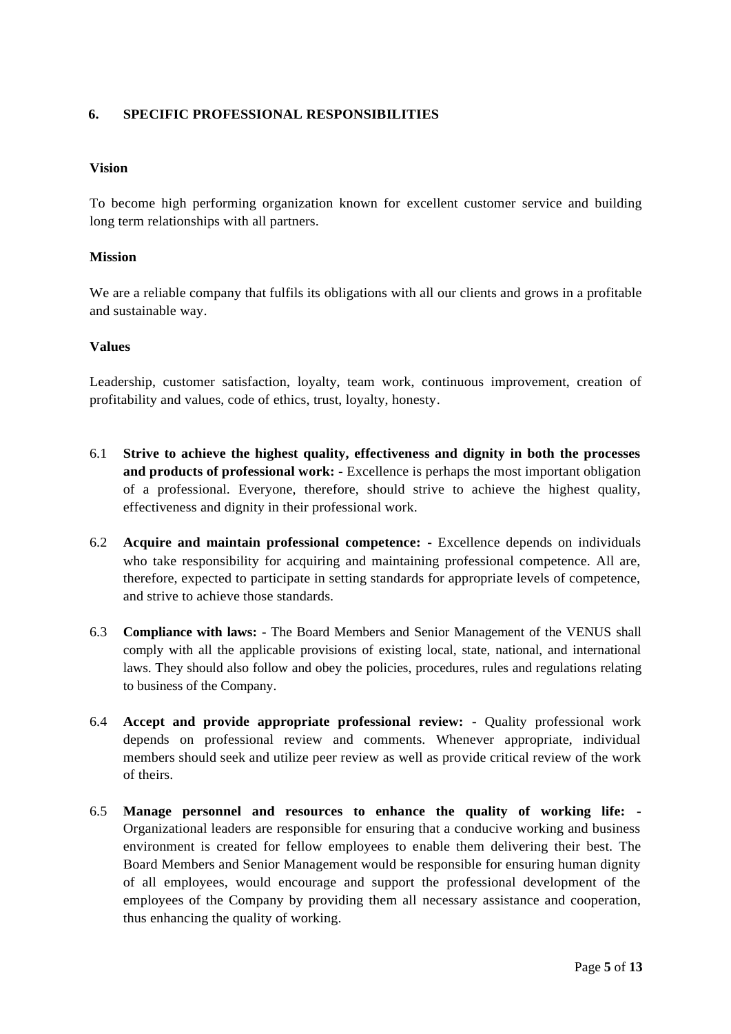## 6. SPECIFIC PROFESSIONAL RESPONSIBILITIES

**Vision**

To become high performing organization known for excellent customer service and building long term relationships with all partners.

**Mission**

We are a reliable company that fulfils its obligations with all our clients and grows in a profitable and sustainable way.

**Values**

Leadership, customer satisfaction, loyalty, team work, continuous improvement, creation of profitability and values, code of ethics, trust, loyalty, honesty.

6.1 **Strive to achieve the highest quality, effectiveness and dignity in both the processes and products of professional work:** - Excellence is perhaps the most important obligation of a professional. Everyone, therefore, should strive to achieve the highest quality, effectiveness and dignity in their professional work.

6.2 **Acquire and maintain professional competence: -** Excellence depends on individuals who take responsibility for acquiring and maintaining professional competence. All are, therefore, expected to participate in setting standards for appropriate levels of competence, and strive to achieve those standards.

6.3 **Compliance with laws: -** The Board Members and Senior Management of the VENUS shall comply with all the applicable provisions of existing local, state, national, and international laws. They should also follow and obey the policies, procedures, rules and regulations relating to business of the Company.

6.4 **Accept and provide appropriate professional review: -** Quality professional work depends on professional review and comments. Whenever appropriate, individual members should seek and utilize peer review as well as provide critical review of the work of theirs.

6.5 **Manage personnel and resources to enhance the quality of working life: -** Organizational leaders are responsible for ensuring that a conducive working and business environment is created for fellow employees to enable them delivering their best. The Board Members and Senior Management would be responsible for ensuring human dignity of all employees, would encourage and support the professional development of the employees of the Company by providing them all necessary assistance and cooperation, thus enhancing the quality of working.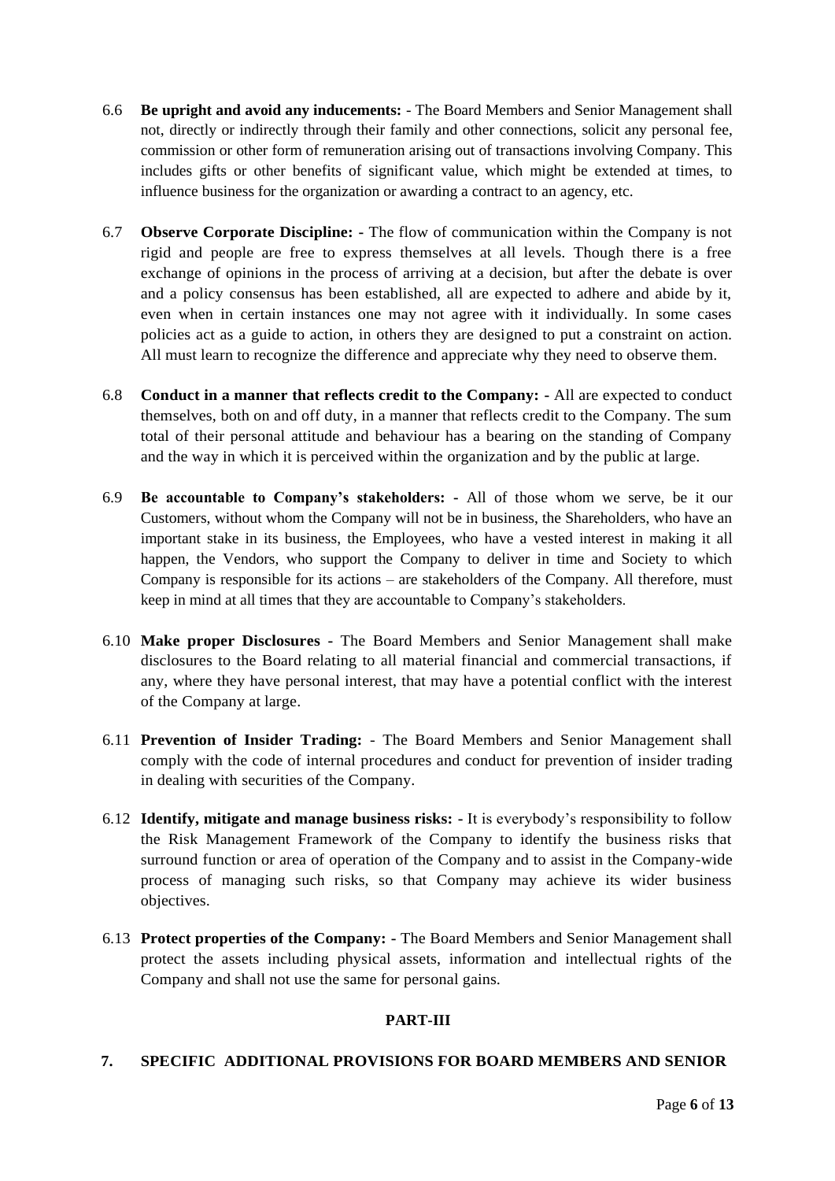6.6 **Be upright and avoid any inducements:** - The Board Members and Senior Management shall not, directly or indirectly through their family and other connections, solicit any personal fee, commission or other form of remuneration arising out of transactions involving Company. This includes gifts or other benefits of significant value, which might be extended at times, to influence business for the organization or awarding a contract to an agency, etc.

6.7 **Observe Corporate Discipline:** - The flow of communication within the Company is not rigid and people are free to express themselves at all levels. Though there is a free exchange of opinions in the process of arriving at a decision, but after the debate is over and a policy consensus has been established, all are expected to adhere and abide by it, even when in certain instances one may not agree with it individually. In some cases policies act as a guide to action, in others they are designed to put a constraint on action. All must learn to recognize the difference and appreciate why they need to observe them.

6.8 **Conduct in a manner that reflects credit to the Company:** - All are expected to conduct themselves, both on and off duty, in a manner that reflects credit to the Company. The sum total of their personal attitude and behaviour has a bearing on the standing of Company and the way in which it is perceived within the organization and by the public at large.

6.9 **Be accountable to Company's stakeholders:** - All of those whom we serve, be it our Customers, without whom the Company will not be in business, the Shareholders, who have an important stake in its business, the Employees, who have a vested interest in making it all happen, the Vendors, who support the Company to deliver in time and Society to which Company is responsible for its actions – are stakeholders of the Company. All therefore, must keep in mind at all times that they are accountable to Company's stakeholders.

6.10 **Make proper Disclosures** - The Board Members and Senior Management shall make disclosures to the Board relating to all material financial and commercial transactions, if any, where they have personal interest, that may have a potential conflict with the interest of the Company at large.

6.11 **Prevention of Insider Trading:** - The Board Members and Senior Management shall comply with the code of internal procedures and conduct for prevention of insider trading in dealing with securities of the Company.

6.12 **Identify, mitigate and manage business risks:** - It is everybody's responsibility to follow the Risk Management Framework of the Company to identify the business risks that surround function or area of operation of the Company and to assist in the Company-wide process of managing such risks, so that Company may achieve its wider business objectives.

6.13 **Protect properties of the Company:** - The Board Members and Senior Management shall protect the assets including physical assets, information and intellectual rights of the Company and shall not use the same for personal gains.

## PART-III

### 7. SPECIFIC ADDITIONAL PROVISIONS FOR BOARD MEMBERS AND SENIOR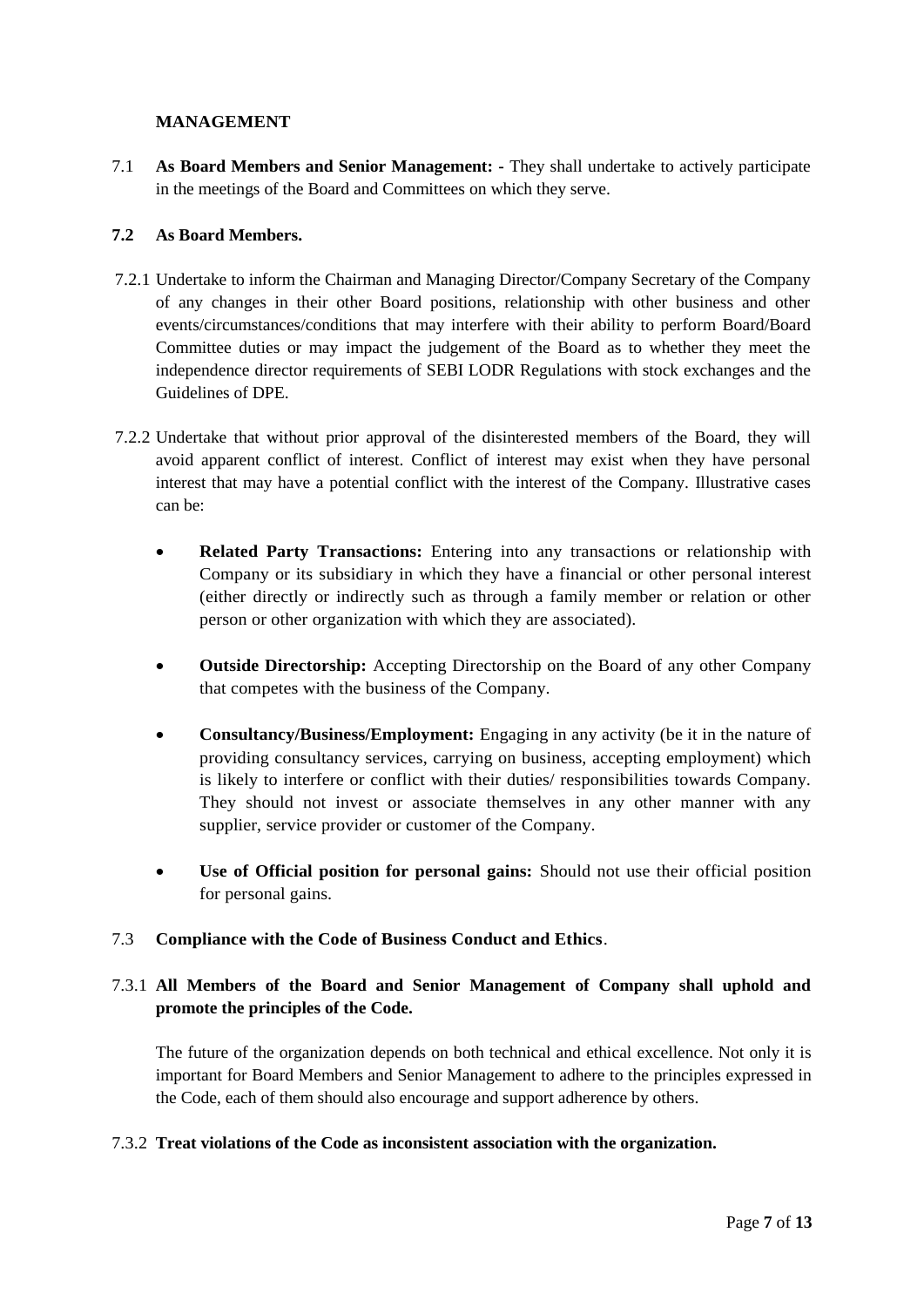**MANAGEMENT**

7.1 **As Board Members and Senior Management: -** They shall undertake to actively participate in the meetings of the Board and Committees on which they serve.

**7.2 As Board Members.**

7.2.1 Undertake to inform the Chairman and Managing Director/Company Secretary of the Company of any changes in their other Board positions, relationship with other business and other events/circumstances/conditions that may interfere with their ability to perform Board/Board Committee duties or may impact the judgement of the Board as to whether they meet the independence director requirements of SEBI LODR Regulations with stock exchanges and the Guidelines of DPE.

7.2.2 Undertake that without prior approval of the disinterested members of the Board, they will avoid apparent conflict of interest. Conflict of interest may exist when they have personal interest that may have a potential conflict with the interest of the Company. Illustrative cases can be:

- **Related Party Transactions:** Entering into any transactions or relationship with Company or its subsidiary in which they have a financial or other personal interest (either directly or indirectly such as through a family member or relation or other person or other organization with which they are associated).

- **Outside Directorship:** Accepting Directorship on the Board of any other Company that competes with the business of the Company.

- **Consultancy/Business/Employment:** Engaging in any activity (be it in the nature of providing consultancy services, carrying on business, accepting employment) which is likely to interfere or conflict with their duties/ responsibilities towards Company. They should not invest or associate themselves in any other manner with any supplier, service provider or customer of the Company.

- **Use of Official position for personal gains:** Should not use their official position for personal gains.

7.3 **Compliance with the Code of Business Conduct and Ethics**.

7.3.1 **All Members of the Board and Senior Management of Company shall uphold and promote the principles of the Code.**

The future of the organization depends on both technical and ethical excellence. Not only it is important for Board Members and Senior Management to adhere to the principles expressed in the Code, each of them should also encourage and support adherence by others.

7.3.2 **Treat violations of the Code as inconsistent association with the organization.**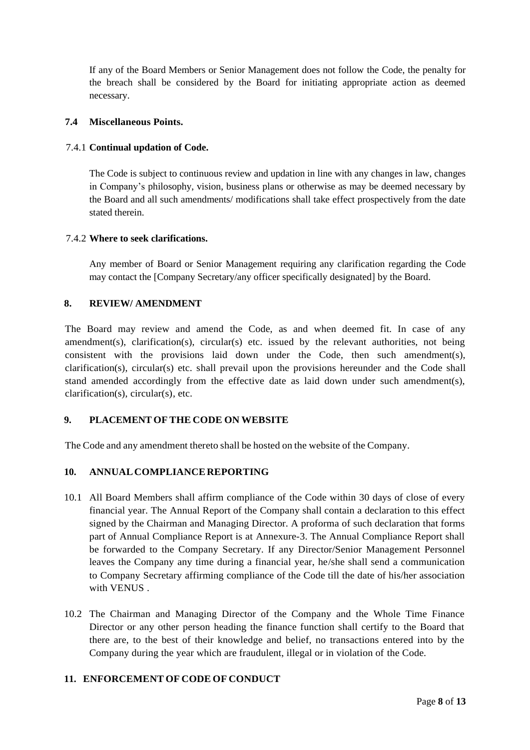If any of the Board Members or Senior Management does not follow the Code, the penalty for the breach shall be considered by the Board for initiating appropriate action as deemed necessary.

### 7.4 Miscellaneous Points.

#### 7.4.1 Continual updation of Code.

The Code is subject to continuous review and updation in line with any changes in law, changes in Company's philosophy, vision, business plans or otherwise as may be deemed necessary by the Board and all such amendments/ modifications shall take effect prospectively from the date stated therein.

#### 7.4.2 Where to seek clarifications.

Any member of Board or Senior Management requiring any clarification regarding the Code may contact the [Company Secretary/any officer specifically designated] by the Board.

## 8. REVIEW/ AMENDMENT

The Board may review and amend the Code, as and when deemed fit. In case of any amendment(s), clarification(s), circular(s) etc. issued by the relevant authorities, not being consistent with the provisions laid down under the Code, then such amendment(s), clarification(s), circular(s) etc. shall prevail upon the provisions hereunder and the Code shall stand amended accordingly from the effective date as laid down under such amendment(s), clarification(s), circular(s), etc.

## 9. PLACEMENT OF THE CODE ON WEBSITE

The Code and any amendment thereto shall be hosted on the website of the Company.

## 10. ANNUAL COMPLIANCE REPORTING

10.1 All Board Members shall affirm compliance of the Code within 30 days of close of every financial year. The Annual Report of the Company shall contain a declaration to this effect signed by the Chairman and Managing Director. A proforma of such declaration that forms part of Annual Compliance Report is at Annexure-3. The Annual Compliance Report shall be forwarded to the Company Secretary. If any Director/Senior Management Personnel leaves the Company any time during a financial year, he/she shall send a communication to Company Secretary affirming compliance of the Code till the date of his/her association with VENUS .

10.2 The Chairman and Managing Director of the Company and the Whole Time Finance Director or any other person heading the finance function shall certify to the Board that there are, to the best of their knowledge and belief, no transactions entered into by the Company during the year which are fraudulent, illegal or in violation of the Code.

## 11. ENFORCEMENT OF CODE OF CONDUCT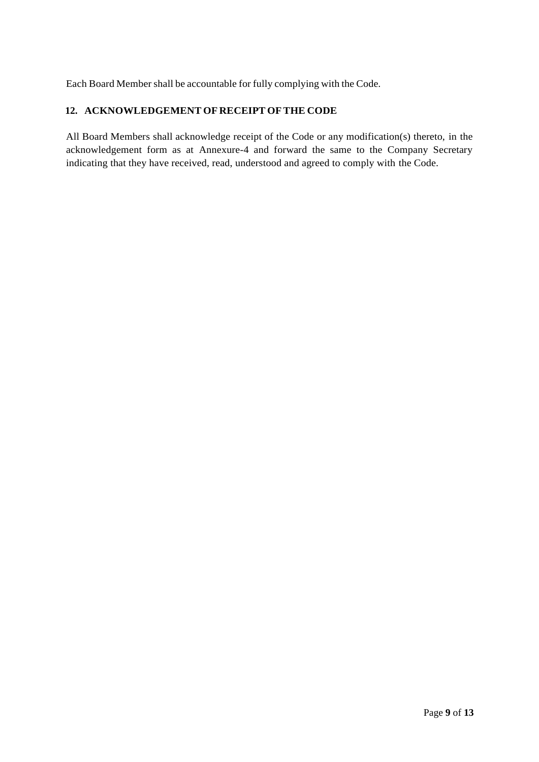Each Board Member shall be accountable for fully complying with the Code.

## 12. ACKNOWLEDGEMENT OF RECEIPT OF THE CODE

All Board Members shall acknowledge receipt of the Code or any modification(s) thereto, in the acknowledgement form as at Annexure-4 and forward the same to the Company Secretary indicating that they have received, read, understood and agreed to comply with the Code.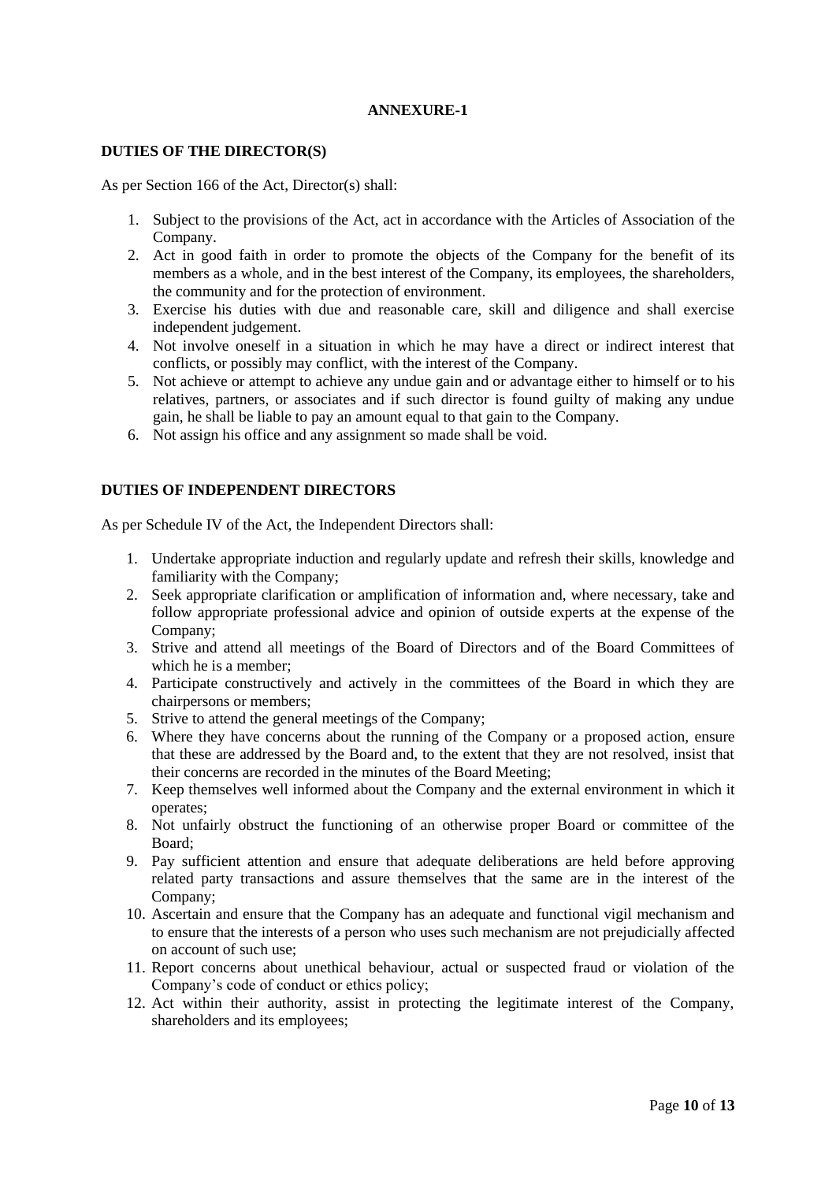# ANNEXURE-1

## DUTIES OF THE DIRECTOR(S)

As per Section 166 of the Act, Director(s) shall:

1. Subject to the provisions of the Act, act in accordance with the Articles of Association of the Company.
2. Act in good faith in order to promote the objects of the Company for the benefit of its members as a whole, and in the best interest of the Company, its employees, the shareholders, the community and for the protection of environment.
3. Exercise his duties with due and reasonable care, skill and diligence and shall exercise independent judgement.
4. Not involve oneself in a situation in which he may have a direct or indirect interest that conflicts, or possibly may conflict, with the interest of the Company.
5. Not achieve or attempt to achieve any undue gain and or advantage either to himself or to his relatives, partners, or associates and if such director is found guilty of making any undue gain, he shall be liable to pay an amount equal to that gain to the Company.
6. Not assign his office and any assignment so made shall be void.

## DUTIES OF INDEPENDENT DIRECTORS

As per Schedule IV of the Act, the Independent Directors shall:

1. Undertake appropriate induction and regularly update and refresh their skills, knowledge and familiarity with the Company;
2. Seek appropriate clarification or amplification of information and, where necessary, take and follow appropriate professional advice and opinion of outside experts at the expense of the Company;
3. Strive and attend all meetings of the Board of Directors and of the Board Committees of which he is a member;
4. Participate constructively and actively in the committees of the Board in which they are chairpersons or members;
5. Strive to attend the general meetings of the Company;
6. Where they have concerns about the running of the Company or a proposed action, ensure that these are addressed by the Board and, to the extent that they are not resolved, insist that their concerns are recorded in the minutes of the Board Meeting;
7. Keep themselves well informed about the Company and the external environment in which it operates;
8. Not unfairly obstruct the functioning of an otherwise proper Board or committee of the Board;
9. Pay sufficient attention and ensure that adequate deliberations are held before approving related party transactions and assure themselves that the same are in the interest of the Company;
10. Ascertain and ensure that the Company has an adequate and functional vigil mechanism and to ensure that the interests of a person who uses such mechanism are not prejudicially affected on account of such use;
11. Report concerns about unethical behaviour, actual or suspected fraud or violation of the Company's code of conduct or ethics policy;
12. Act within their authority, assist in protecting the legitimate interest of the Company, shareholders and its employees;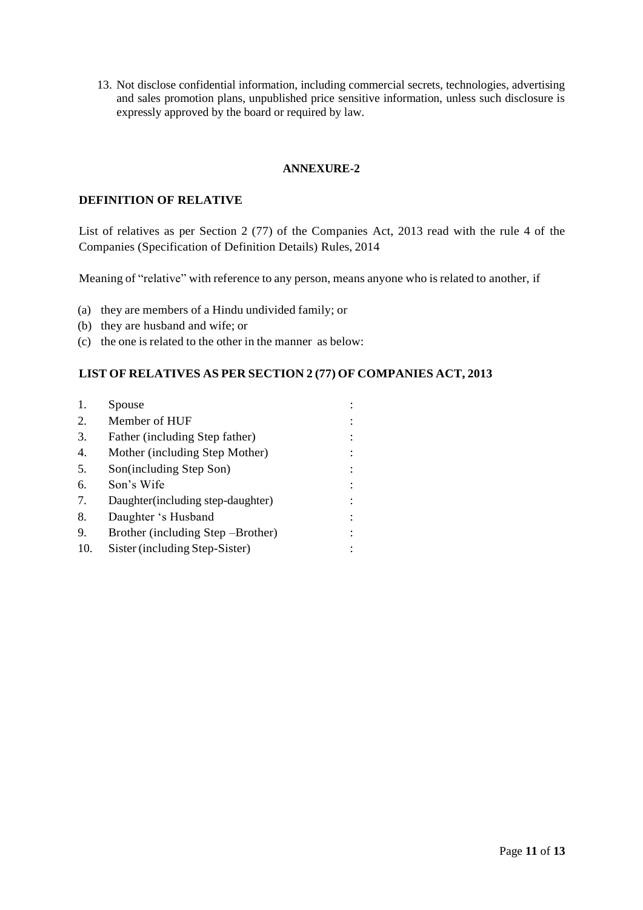13. Not disclose confidential information, including commercial secrets, technologies, advertising and sales promotion plans, unpublished price sensitive information, unless such disclosure is expressly approved by the board or required by law.

## ANNEXURE-2

### DEFINITION OF RELATIVE

List of relatives as per Section 2 (77) of the Companies Act, 2013 read with the rule 4 of the Companies (Specification of Definition Details) Rules, 2014

Meaning of "relative" with reference to any person, means anyone who is related to another, if

(a) they are members of a Hindu undivided family; or
(b) they are husband and wife; or
(c) the one is related to the other in the manner as below:

### LIST OF RELATIVES AS PER SECTION 2 (77) OF COMPANIES ACT, 2013

| | | |
|---|---|---|
| 1. | Spouse | : |
| 2. | Member of HUF | : |
| 3. | Father (including Step father) | : |
| 4. | Mother (including Step Mother) | : |
| 5. | Son(including Step Son) | : |
| 6. | Son's Wife | : |
| 7. | Daughter(including step-daughter) | : |
| 8. | Daughter 's Husband | : |
| 9. | Brother (including Step –Brother) | : |
| 10. | Sister (including Step-Sister) | : |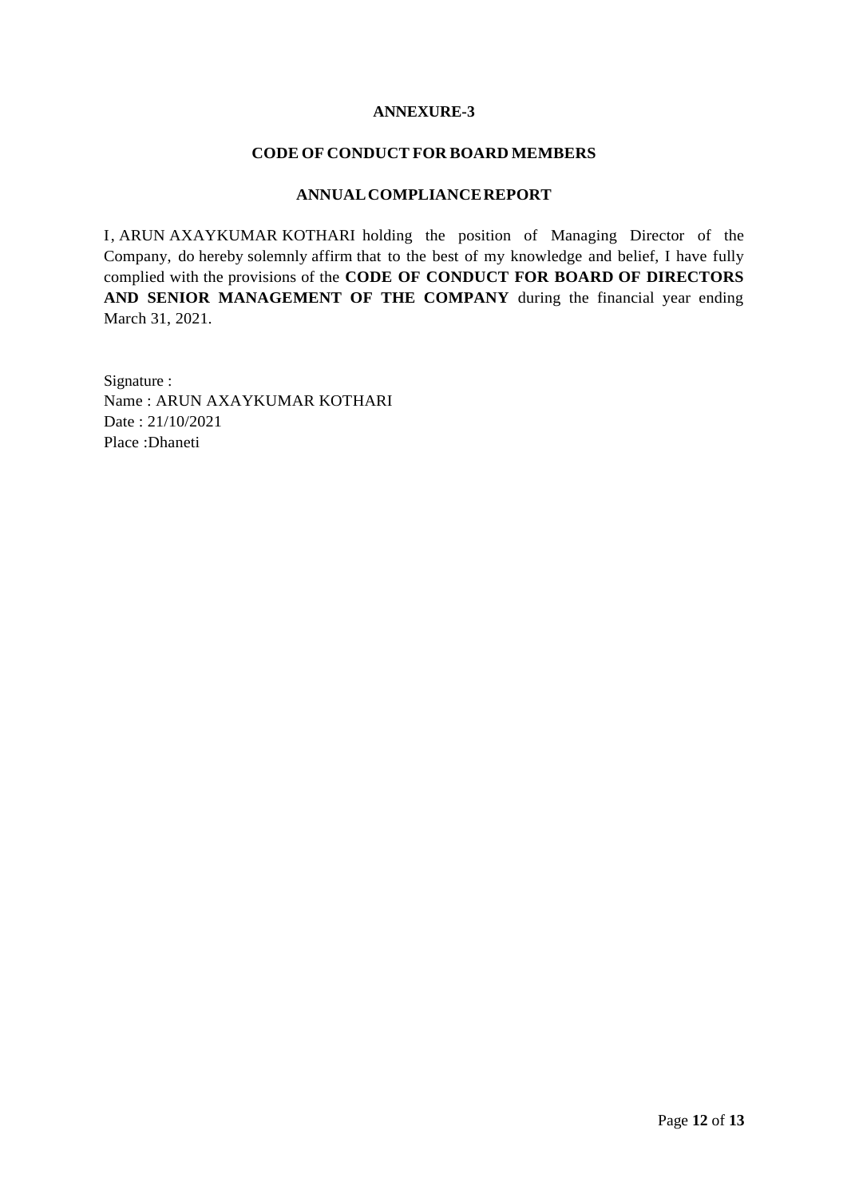## ANNEXURE-3

## CODE OF CONDUCT FOR BOARD MEMBERS

## ANNUAL COMPLIANCE REPORT

I, ARUN AXAYKUMAR KOTHARI holding the position of Managing Director of the Company, do hereby solemnly affirm that to the best of my knowledge and belief, I have fully complied with the provisions of the **CODE OF CONDUCT FOR BOARD OF DIRECTORS AND SENIOR MANAGEMENT OF THE COMPANY** during the financial year ending March 31, 2021.

Signature :  
Name : ARUN AXAYKUMAR KOTHARI  
Date : 21/10/2021  
Place :Dhaneti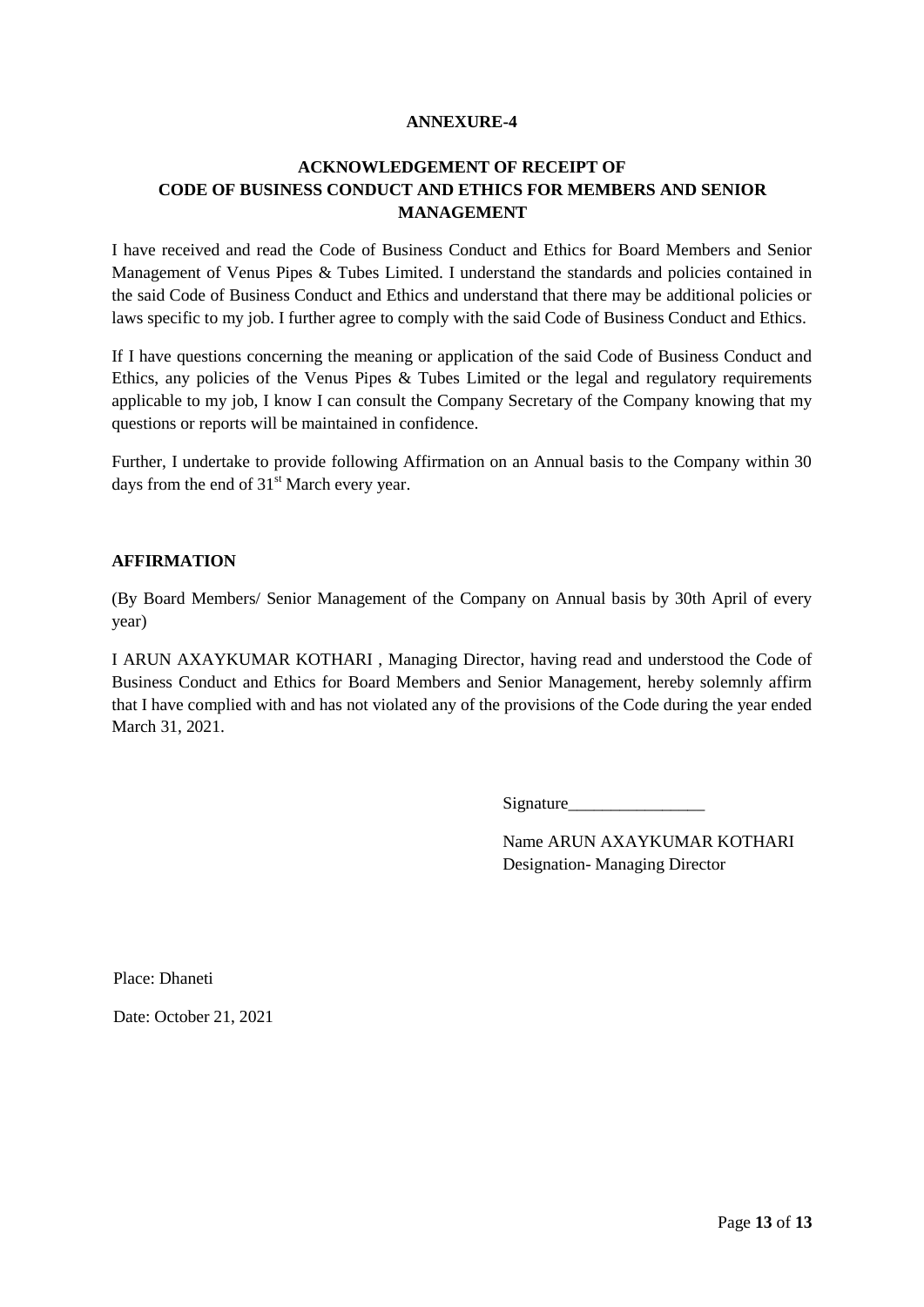**ANNEXURE-4**

**ACKNOWLEDGEMENT OF RECEIPT OF CODE OF BUSINESS CONDUCT AND ETHICS FOR MEMBERS AND SENIOR MANAGEMENT**

I have received and read the Code of Business Conduct and Ethics for Board Members and Senior Management of Venus Pipes & Tubes Limited. I understand the standards and policies contained in the said Code of Business Conduct and Ethics and understand that there may be additional policies or laws specific to my job. I further agree to comply with the said Code of Business Conduct and Ethics.

If I have questions concerning the meaning or application of the said Code of Business Conduct and Ethics, any policies of the Venus Pipes & Tubes Limited or the legal and regulatory requirements applicable to my job, I know I can consult the Company Secretary of the Company knowing that my questions or reports will be maintained in confidence.

Further, I undertake to provide following Affirmation on an Annual basis to the Company within 30 days from the end of 31st March every year.

**AFFIRMATION**

(By Board Members/ Senior Management of the Company on Annual basis by 30th April of every year)

I ARUN AXAYKUMAR KOTHARI , Managing Director, having read and understood the Code of Business Conduct and Ethics for Board Members and Senior Management, hereby solemnly affirm that I have complied with and has not violated any of the provisions of the Code during the year ended March 31, 2021.

Signature________________

Name ARUN AXAYKUMAR KOTHARI
Designation- Managing Director

Place: Dhaneti

Date: October 21, 2021